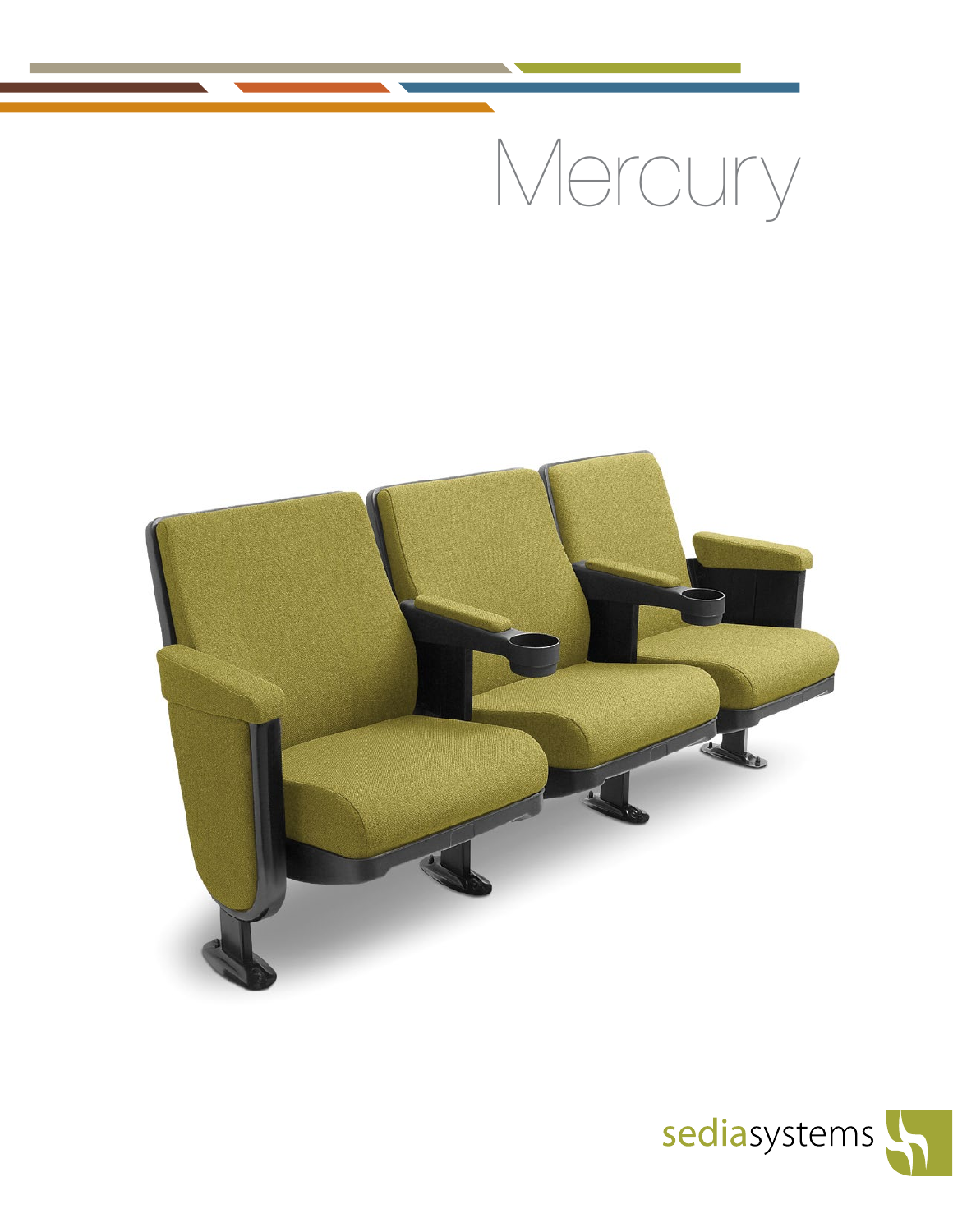# Mercury

sediasystems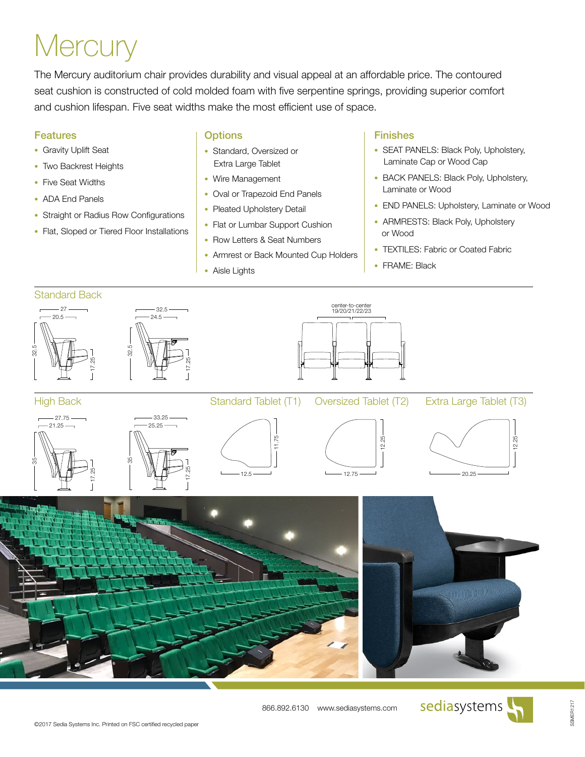# Mercury

The Mercury auditorium chair provides durability and visual appeal at an affordable price. The contoured seat cushion is constructed of cold molded foam with five serpentine springs, providing superior comfort and cushion lifespan. Five seat widths make the most efficient use of space.

## Features

- Gravity Uplift Seat
- Two Backrest Heights
- Five Seat Widths
- ADA End Panels
- Straight or Radius Row Configurations
- Flat, Sloped or Tiered Floor Installations

## Options

- Standard, Oversized or Extra Large Tablet
- Wire Management
- Oval or Trapezoid End Panels
- Pleated Upholstery Detail
- Flat or Lumbar Support Cushion
- Row Letters & Seat Numbers
- Armrest or Back Mounted Cup Holders
- Aisle Lights

## Finishes

- SEAT PANELS: Black Poly, Upholstery, Laminate Cap or Wood Cap
- BACK PANELS: Black Poly, Upholstery, Laminate or Wood
- END PANELS: Upholstery, Laminate or Wood
- ARMRESTS: Black Poly, Upholstery or Wood
- TEXTILES: Fabric or Coated Fabric
- FRAME: Black

## Standard Back

27
20.5
32.5
17.25

32.5
24.5
32.5
17.25

center-to-center
19/20/21/22/23

## High Back

27.75
21.25
35
17.25

33.25
25.25
35
17.25

## Standard Tablet (T1)

11.75
12.5

## Oversized Tablet (T2)

12.25
12.75

## Extra Large Tablet (T3)

12.25
20.25

866.892.6130 www.sediasystems.com

sediasystems

SSMER1217

©2017 Sedia Systems Inc. Printed on FSC certified recycled paper